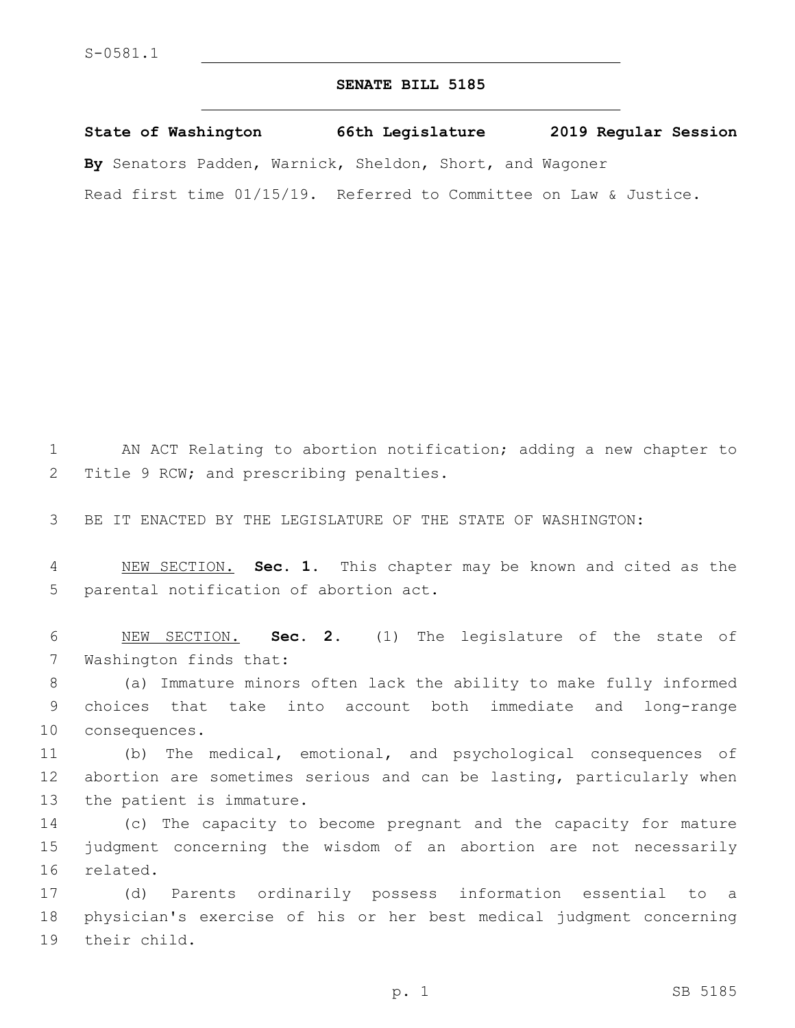S-0581.1

# SENATE BILL 5185

**State of Washington 66th Legislature 2019 Regular Session**

**By** Senators Padden, Warnick, Sheldon, Short, and Wagoner

Read first time 01/15/19. Referred to Committee on Law & Justice.

AN ACT Relating to abortion notification; adding a new chapter to Title 9 RCW; and prescribing penalties.

BE IT ENACTED BY THE LEGISLATURE OF THE STATE OF WASHINGTON:

NEW SECTION. **Sec. 1.** This chapter may be known and cited as the parental notification of abortion act.

NEW SECTION. **Sec. 2.** (1) The legislature of the state of Washington finds that:

(a) Immature minors often lack the ability to make fully informed choices that take into account both immediate and long-range consequences.

(b) The medical, emotional, and psychological consequences of abortion are sometimes serious and can be lasting, particularly when the patient is immature.

(c) The capacity to become pregnant and the capacity for mature judgment concerning the wisdom of an abortion are not necessarily related.

(d) Parents ordinarily possess information essential to a physician's exercise of his or her best medical judgment concerning their child.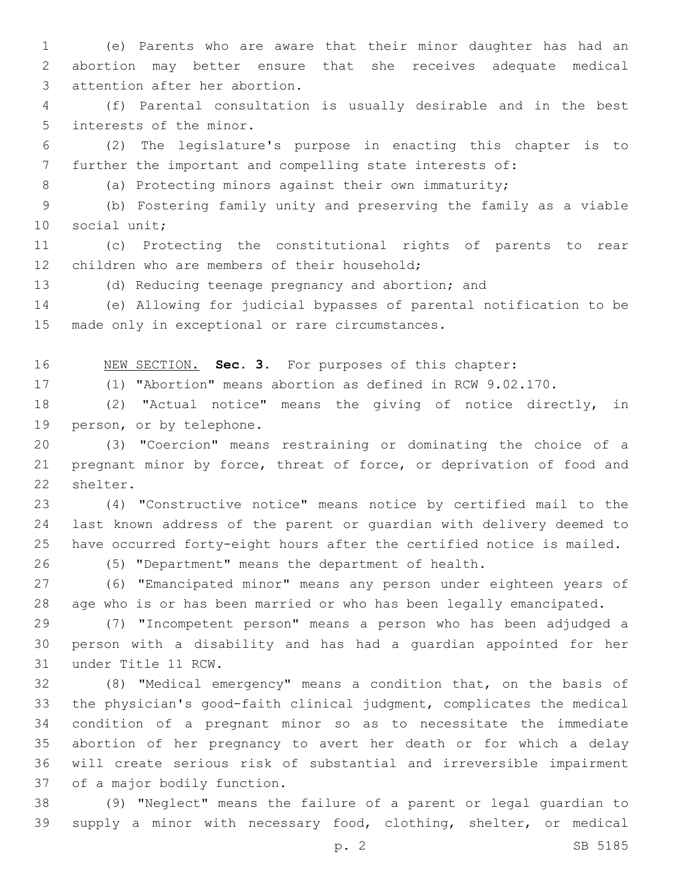(e) Parents who are aware that their minor daughter has had an abortion may better ensure that she receives adequate medical attention after her abortion.

(f) Parental consultation is usually desirable and in the best interests of the minor.

(2) The legislature's purpose in enacting this chapter is to further the important and compelling state interests of:

(a) Protecting minors against their own immaturity;

(b) Fostering family unity and preserving the family as a viable social unit;

(c) Protecting the constitutional rights of parents to rear children who are members of their household;

(d) Reducing teenage pregnancy and abortion; and

(e) Allowing for judicial bypasses of parental notification to be made only in exceptional or rare circumstances.

NEW SECTION. **Sec. 3.** For purposes of this chapter:

(1) "Abortion" means abortion as defined in RCW 9.02.170.

(2) "Actual notice" means the giving of notice directly, in person, or by telephone.

(3) "Coercion" means restraining or dominating the choice of a pregnant minor by force, threat of force, or deprivation of food and shelter.

(4) "Constructive notice" means notice by certified mail to the last known address of the parent or guardian with delivery deemed to have occurred forty-eight hours after the certified notice is mailed.

(5) "Department" means the department of health.

(6) "Emancipated minor" means any person under eighteen years of age who is or has been married or who has been legally emancipated.

(7) "Incompetent person" means a person who has been adjudged a person with a disability and has had a guardian appointed for her under Title 11 RCW.

(8) "Medical emergency" means a condition that, on the basis of the physician's good-faith clinical judgment, complicates the medical condition of a pregnant minor so as to necessitate the immediate abortion of her pregnancy to avert her death or for which a delay will create serious risk of substantial and irreversible impairment of a major bodily function.

(9) "Neglect" means the failure of a parent or legal guardian to supply a minor with necessary food, clothing, shelter, or medical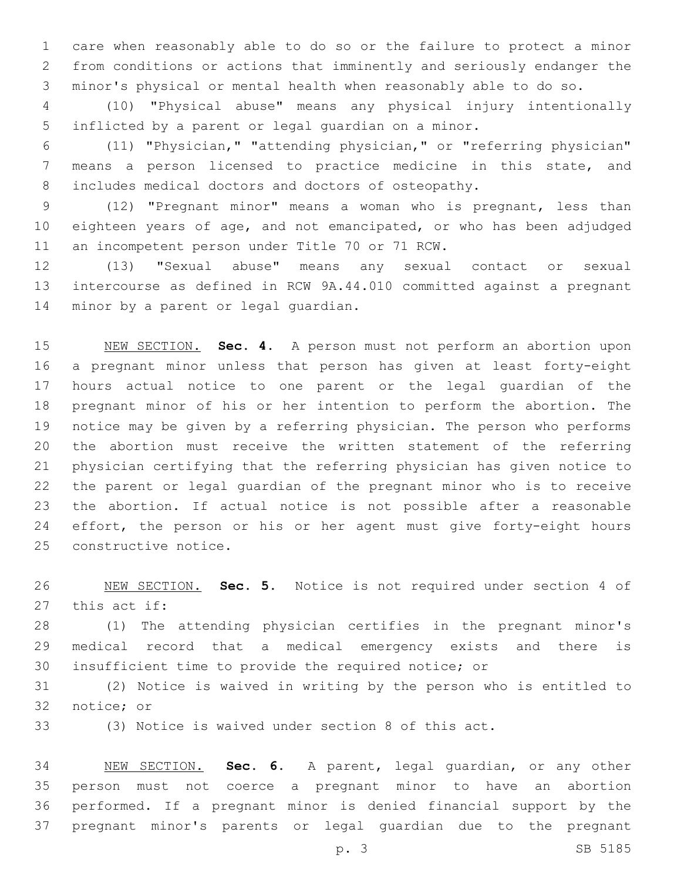care when reasonably able to do so or the failure to protect a minor from conditions or actions that imminently and seriously endanger the minor's physical or mental health when reasonably able to do so.

(10) "Physical abuse" means any physical injury intentionally inflicted by a parent or legal guardian on a minor.

(11) "Physician," "attending physician," or "referring physician" means a person licensed to practice medicine in this state, and includes medical doctors and doctors of osteopathy.

(12) "Pregnant minor" means a woman who is pregnant, less than eighteen years of age, and not emancipated, or who has been adjudged an incompetent person under Title 70 or 71 RCW.

(13) "Sexual abuse" means any sexual contact or sexual intercourse as defined in RCW 9A.44.010 committed against a pregnant minor by a parent or legal guardian.

NEW SECTION. **Sec. 4.** A person must not perform an abortion upon a pregnant minor unless that person has given at least forty-eight hours actual notice to one parent or the legal guardian of the pregnant minor of his or her intention to perform the abortion. The notice may be given by a referring physician. The person who performs the abortion must receive the written statement of the referring physician certifying that the referring physician has given notice to the parent or legal guardian of the pregnant minor who is to receive the abortion. If actual notice is not possible after a reasonable effort, the person or his or her agent must give forty-eight hours constructive notice.

NEW SECTION. **Sec. 5.** Notice is not required under section 4 of this act if:

(1) The attending physician certifies in the pregnant minor's medical record that a medical emergency exists and there is insufficient time to provide the required notice; or

(2) Notice is waived in writing by the person who is entitled to notice; or

(3) Notice is waived under section 8 of this act.

NEW SECTION. **Sec. 6.** A parent, legal guardian, or any other person must not coerce a pregnant minor to have an abortion performed. If a pregnant minor is denied financial support by the pregnant minor's parents or legal guardian due to the pregnant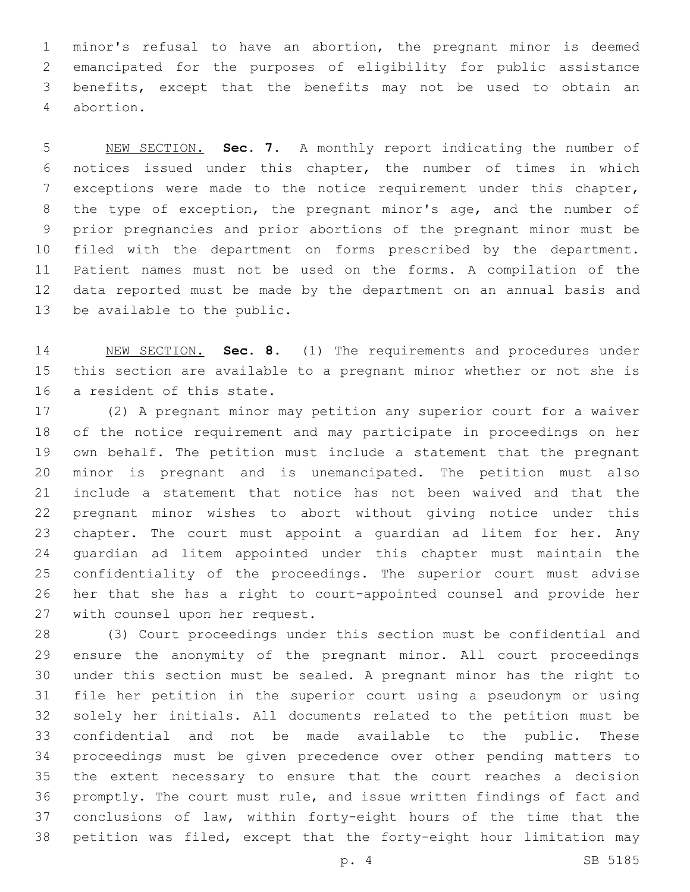minor's refusal to have an abortion, the pregnant minor is deemed emancipated for the purposes of eligibility for public assistance benefits, except that the benefits may not be used to obtain an abortion.

NEW SECTION. **Sec. 7.** A monthly report indicating the number of notices issued under this chapter, the number of times in which exceptions were made to the notice requirement under this chapter, the type of exception, the pregnant minor's age, and the number of prior pregnancies and prior abortions of the pregnant minor must be filed with the department on forms prescribed by the department. Patient names must not be used on the forms. A compilation of the data reported must be made by the department on an annual basis and be available to the public.

NEW SECTION. **Sec. 8.** (1) The requirements and procedures under this section are available to a pregnant minor whether or not she is a resident of this state.

(2) A pregnant minor may petition any superior court for a waiver of the notice requirement and may participate in proceedings on her own behalf. The petition must include a statement that the pregnant minor is pregnant and is unemancipated. The petition must also include a statement that notice has not been waived and that the pregnant minor wishes to abort without giving notice under this chapter. The court must appoint a guardian ad litem for her. Any guardian ad litem appointed under this chapter must maintain the confidentiality of the proceedings. The superior court must advise her that she has a right to court-appointed counsel and provide her with counsel upon her request.

(3) Court proceedings under this section must be confidential and ensure the anonymity of the pregnant minor. All court proceedings under this section must be sealed. A pregnant minor has the right to file her petition in the superior court using a pseudonym or using solely her initials. All documents related to the petition must be confidential and not be made available to the public. These proceedings must be given precedence over other pending matters to the extent necessary to ensure that the court reaches a decision promptly. The court must rule, and issue written findings of fact and conclusions of law, within forty-eight hours of the time that the petition was filed, except that the forty-eight hour limitation may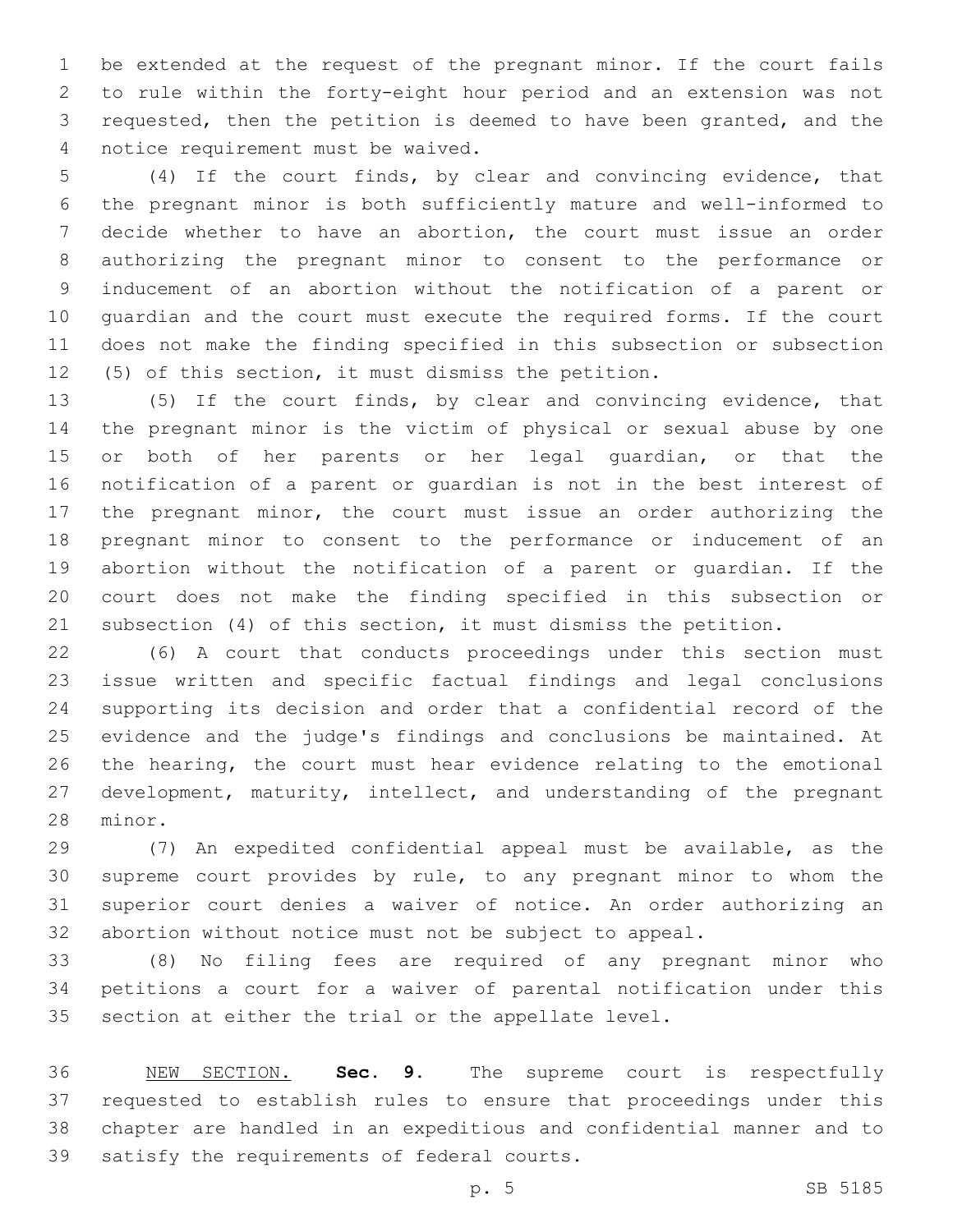be extended at the request of the pregnant minor. If the court fails to rule within the forty-eight hour period and an extension was not requested, then the petition is deemed to have been granted, and the notice requirement must be waived.

(4) If the court finds, by clear and convincing evidence, that the pregnant minor is both sufficiently mature and well-informed to decide whether to have an abortion, the court must issue an order authorizing the pregnant minor to consent to the performance or inducement of an abortion without the notification of a parent or guardian and the court must execute the required forms. If the court does not make the finding specified in this subsection or subsection (5) of this section, it must dismiss the petition.

(5) If the court finds, by clear and convincing evidence, that the pregnant minor is the victim of physical or sexual abuse by one or both of her parents or her legal guardian, or that the notification of a parent or guardian is not in the best interest of the pregnant minor, the court must issue an order authorizing the pregnant minor to consent to the performance or inducement of an abortion without the notification of a parent or guardian. If the court does not make the finding specified in this subsection or subsection (4) of this section, it must dismiss the petition.

(6) A court that conducts proceedings under this section must issue written and specific factual findings and legal conclusions supporting its decision and order that a confidential record of the evidence and the judge's findings and conclusions be maintained. At the hearing, the court must hear evidence relating to the emotional development, maturity, intellect, and understanding of the pregnant minor.

(7) An expedited confidential appeal must be available, as the supreme court provides by rule, to any pregnant minor to whom the superior court denies a waiver of notice. An order authorizing an abortion without notice must not be subject to appeal.

(8) No filing fees are required of any pregnant minor who petitions a court for a waiver of parental notification under this section at either the trial or the appellate level.

NEW SECTION. **Sec. 9.** The supreme court is respectfully requested to establish rules to ensure that proceedings under this chapter are handled in an expeditious and confidential manner and to satisfy the requirements of federal courts.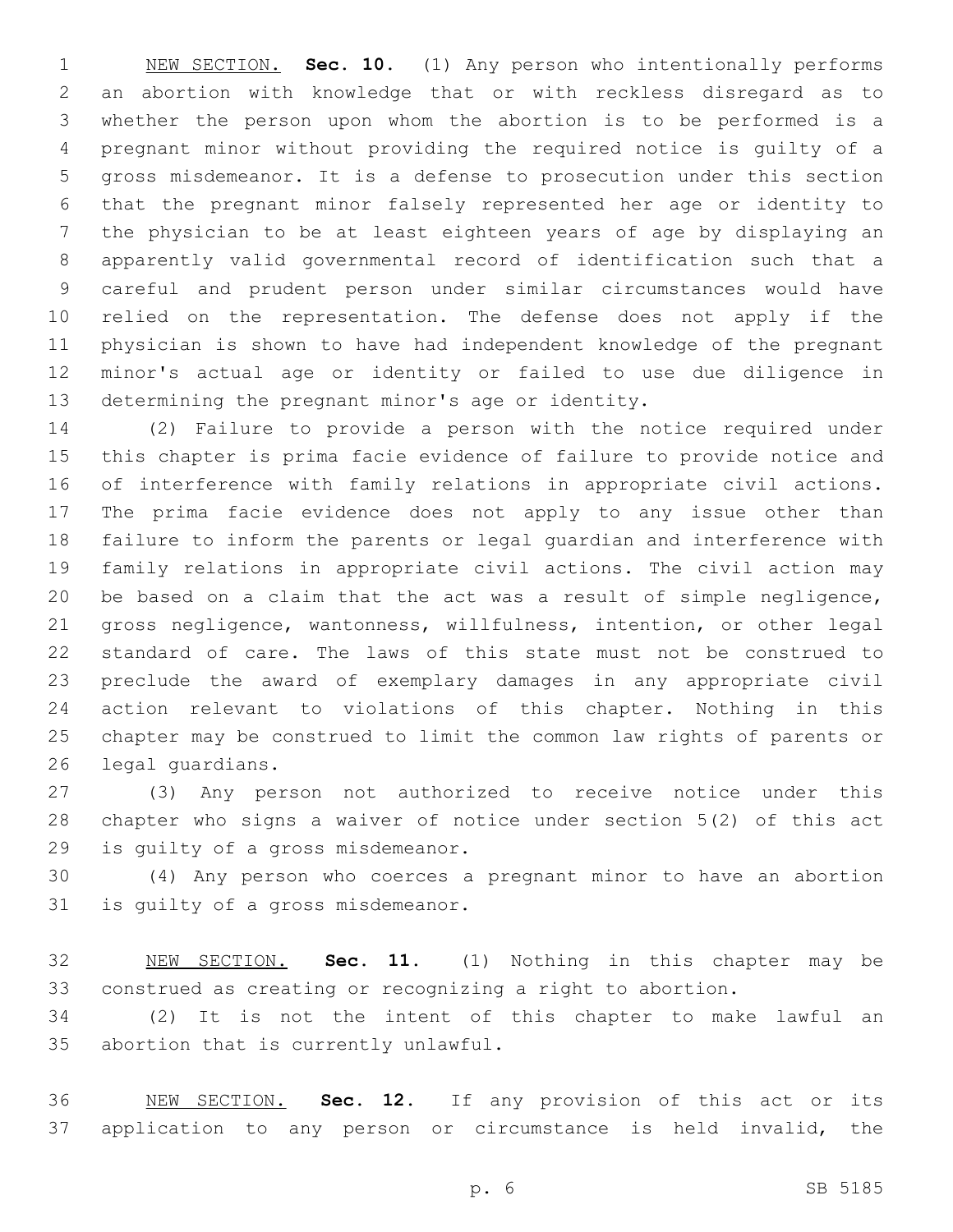NEW SECTION. **Sec. 10.** (1) Any person who intentionally performs an abortion with knowledge that or with reckless disregard as to whether the person upon whom the abortion is to be performed is a pregnant minor without providing the required notice is guilty of a gross misdemeanor. It is a defense to prosecution under this section that the pregnant minor falsely represented her age or identity to the physician to be at least eighteen years of age by displaying an apparently valid governmental record of identification such that a careful and prudent person under similar circumstances would have relied on the representation. The defense does not apply if the physician is shown to have had independent knowledge of the pregnant minor's actual age or identity or failed to use due diligence in determining the pregnant minor's age or identity.

(2) Failure to provide a person with the notice required under this chapter is prima facie evidence of failure to provide notice and of interference with family relations in appropriate civil actions. The prima facie evidence does not apply to any issue other than failure to inform the parents or legal guardian and interference with family relations in appropriate civil actions. The civil action may be based on a claim that the act was a result of simple negligence, gross negligence, wantonness, willfulness, intention, or other legal standard of care. The laws of this state must not be construed to preclude the award of exemplary damages in any appropriate civil action relevant to violations of this chapter. Nothing in this chapter may be construed to limit the common law rights of parents or legal guardians.

(3) Any person not authorized to receive notice under this chapter who signs a waiver of notice under section 5(2) of this act is guilty of a gross misdemeanor.

(4) Any person who coerces a pregnant minor to have an abortion is guilty of a gross misdemeanor.

NEW SECTION. **Sec. 11.** (1) Nothing in this chapter may be construed as creating or recognizing a right to abortion.

(2) It is not the intent of this chapter to make lawful an abortion that is currently unlawful.

NEW SECTION. **Sec. 12.** If any provision of this act or its application to any person or circumstance is held invalid, the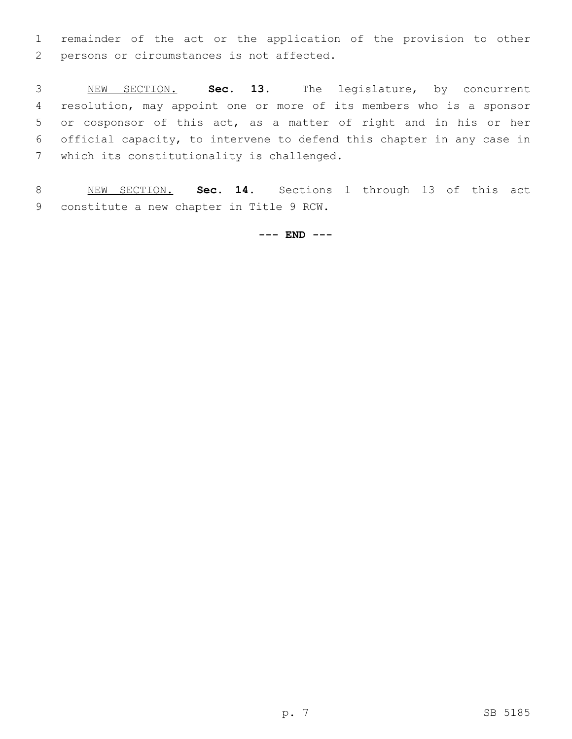remainder of the act or the application of the provision to other persons or circumstances is not affected.

NEW SECTION. **Sec. 13.** The legislature, by concurrent resolution, may appoint one or more of its members who is a sponsor or cosponsor of this act, as a matter of right and in his or her official capacity, to intervene to defend this chapter in any case in which its constitutionality is challenged.

NEW SECTION. **Sec. 14.** Sections 1 through 13 of this act constitute a new chapter in Title 9 RCW.

**--- END ---**